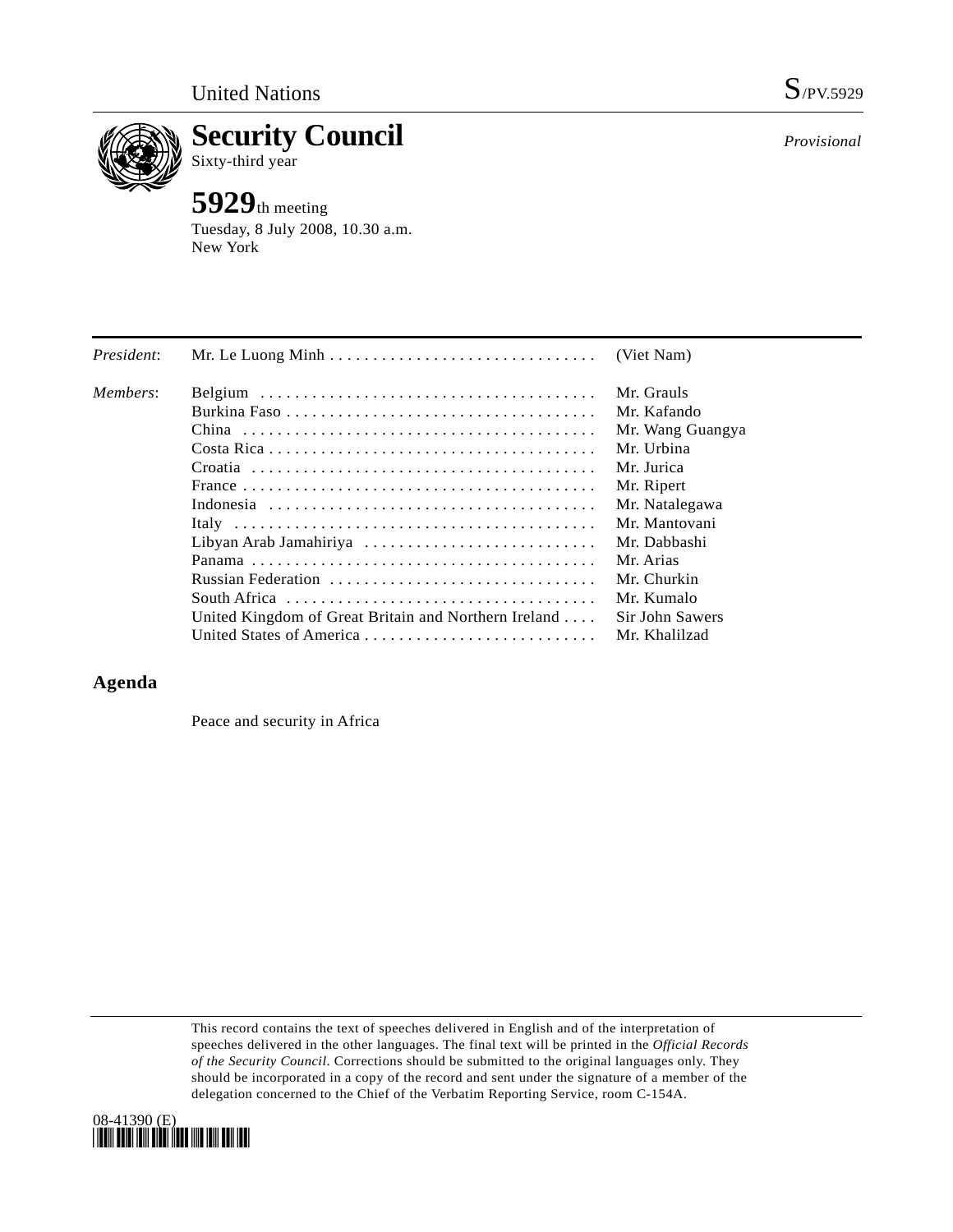United Nations S/PV.5929

# Security Council

Sixty-third year

*Provisional*

## 5929th meeting

Tuesday, 8 July 2008, 10.30 a.m.
New York

| | | |
|---|---|---|
| *President*: | Mr. Le Luong Minh | (Viet Nam) |
| *Members*: | Belgium | Mr. Grauls |
| | Burkina Faso | Mr. Kafando |
| | China | Mr. Wang Guangya |
| | Costa Rica | Mr. Urbina |
| | Croatia | Mr. Jurica |
| | France | Mr. Ripert |
| | Indonesia | Mr. Natalegawa |
| | Italy | Mr. Mantovani |
| | Libyan Arab Jamahiriya | Mr. Dabbashi |
| | Panama | Mr. Arias |
| | Russian Federation | Mr. Churkin |
| | South Africa | Mr. Kumalo |
| | United Kingdom of Great Britain and Northern Ireland | Sir John Sawers |
| | United States of America | Mr. Khalilzad |

## Agenda

Peace and security in Africa

This record contains the text of speeches delivered in English and of the interpretation of speeches delivered in the other languages. The final text will be printed in the *Official Records of the Security Council*. Corrections should be submitted to the original languages only. They should be incorporated in a copy of the record and sent under the signature of a member of the delegation concerned to the Chief of the Verbatim Reporting Service, room C-154A.

08-41390 (E)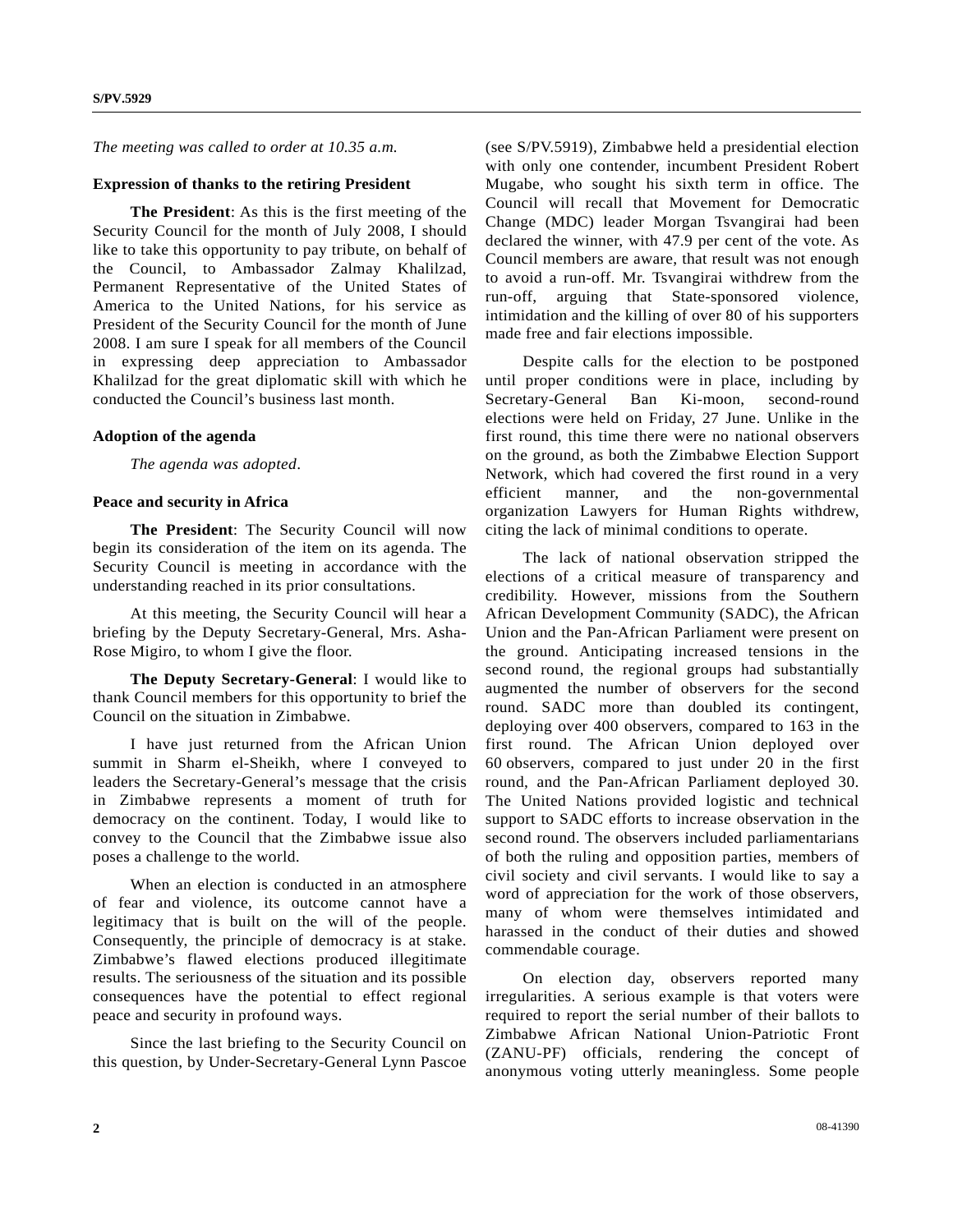*The meeting was called to order at 10.35 a.m.*

**Expression of thanks to the retiring President**

**The President**: As this is the first meeting of the Security Council for the month of July 2008, I should like to take this opportunity to pay tribute, on behalf of the Council, to Ambassador Zalmay Khalilzad, Permanent Representative of the United States of America to the United Nations, for his service as President of the Security Council for the month of June 2008. I am sure I speak for all members of the Council in expressing deep appreciation to Ambassador Khalilzad for the great diplomatic skill with which he conducted the Council's business last month.

**Adoption of the agenda**

*The agenda was adopted*.

**Peace and security in Africa**

**The President**: The Security Council will now begin its consideration of the item on its agenda. The Security Council is meeting in accordance with the understanding reached in its prior consultations.

At this meeting, the Security Council will hear a briefing by the Deputy Secretary-General, Mrs. Asha-Rose Migiro, to whom I give the floor.

**The Deputy Secretary-General**: I would like to thank Council members for this opportunity to brief the Council on the situation in Zimbabwe.

I have just returned from the African Union summit in Sharm el-Sheikh, where I conveyed to leaders the Secretary-General's message that the crisis in Zimbabwe represents a moment of truth for democracy on the continent. Today, I would like to convey to the Council that the Zimbabwe issue also poses a challenge to the world.

When an election is conducted in an atmosphere of fear and violence, its outcome cannot have a legitimacy that is built on the will of the people. Consequently, the principle of democracy is at stake. Zimbabwe's flawed elections produced illegitimate results. The seriousness of the situation and its possible consequences have the potential to effect regional peace and security in profound ways.

Since the last briefing to the Security Council on this question, by Under-Secretary-General Lynn Pascoe (see S/PV.5919), Zimbabwe held a presidential election with only one contender, incumbent President Robert Mugabe, who sought his sixth term in office. The Council will recall that Movement for Democratic Change (MDC) leader Morgan Tsvangirai had been declared the winner, with 47.9 per cent of the vote. As Council members are aware, that result was not enough to avoid a run-off. Mr. Tsvangirai withdrew from the run-off, arguing that State-sponsored violence, intimidation and the killing of over 80 of his supporters made free and fair elections impossible.

Despite calls for the election to be postponed until proper conditions were in place, including by Secretary-General Ban Ki-moon, second-round elections were held on Friday, 27 June. Unlike in the first round, this time there were no national observers on the ground, as both the Zimbabwe Election Support Network, which had covered the first round in a very efficient manner, and the non-governmental organization Lawyers for Human Rights withdrew, citing the lack of minimal conditions to operate.

The lack of national observation stripped the elections of a critical measure of transparency and credibility. However, missions from the Southern African Development Community (SADC), the African Union and the Pan-African Parliament were present on the ground. Anticipating increased tensions in the second round, the regional groups had substantially augmented the number of observers for the second round. SADC more than doubled its contingent, deploying over 400 observers, compared to 163 in the first round. The African Union deployed over 60 observers, compared to just under 20 in the first round, and the Pan-African Parliament deployed 30. The United Nations provided logistic and technical support to SADC efforts to increase observation in the second round. The observers included parliamentarians of both the ruling and opposition parties, members of civil society and civil servants. I would like to say a word of appreciation for the work of those observers, many of whom were themselves intimidated and harassed in the conduct of their duties and showed commendable courage.

On election day, observers reported many irregularities. A serious example is that voters were required to report the serial number of their ballots to Zimbabwe African National Union-Patriotic Front (ZANU-PF) officials, rendering the concept of anonymous voting utterly meaningless. Some people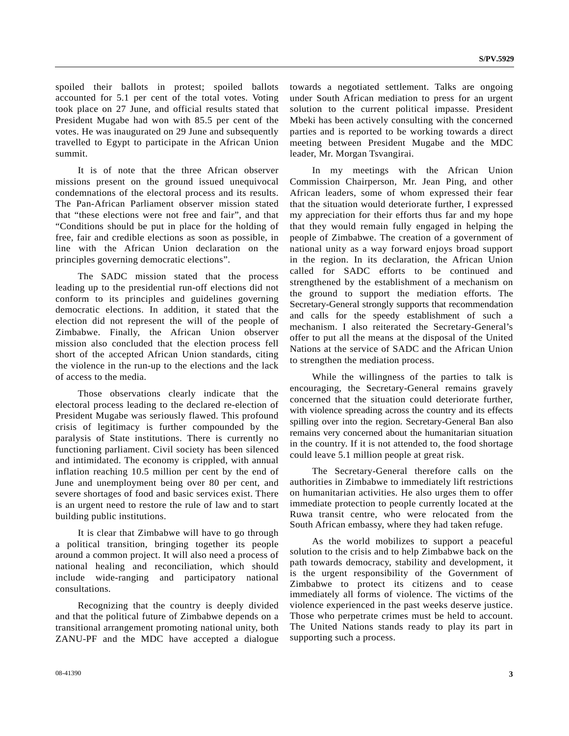spoiled their ballots in protest; spoiled ballots accounted for 5.1 per cent of the total votes. Voting took place on 27 June, and official results stated that President Mugabe had won with 85.5 per cent of the votes. He was inaugurated on 29 June and subsequently travelled to Egypt to participate in the African Union summit.

It is of note that the three African observer missions present on the ground issued unequivocal condemnations of the electoral process and its results. The Pan-African Parliament observer mission stated that "these elections were not free and fair", and that "Conditions should be put in place for the holding of free, fair and credible elections as soon as possible, in line with the African Union declaration on the principles governing democratic elections".

The SADC mission stated that the process leading up to the presidential run-off elections did not conform to its principles and guidelines governing democratic elections. In addition, it stated that the election did not represent the will of the people of Zimbabwe. Finally, the African Union observer mission also concluded that the election process fell short of the accepted African Union standards, citing the violence in the run-up to the elections and the lack of access to the media.

Those observations clearly indicate that the electoral process leading to the declared re-election of President Mugabe was seriously flawed. This profound crisis of legitimacy is further compounded by the paralysis of State institutions. There is currently no functioning parliament. Civil society has been silenced and intimidated. The economy is crippled, with annual inflation reaching 10.5 million per cent by the end of June and unemployment being over 80 per cent, and severe shortages of food and basic services exist. There is an urgent need to restore the rule of law and to start building public institutions.

It is clear that Zimbabwe will have to go through a political transition, bringing together its people around a common project. It will also need a process of national healing and reconciliation, which should include wide-ranging and participatory national consultations.

Recognizing that the country is deeply divided and that the political future of Zimbabwe depends on a transitional arrangement promoting national unity, both ZANU-PF and the MDC have accepted a dialogue towards a negotiated settlement. Talks are ongoing under South African mediation to press for an urgent solution to the current political impasse. President Mbeki has been actively consulting with the concerned parties and is reported to be working towards a direct meeting between President Mugabe and the MDC leader, Mr. Morgan Tsvangirai.

In my meetings with the African Union Commission Chairperson, Mr. Jean Ping, and other African leaders, some of whom expressed their fear that the situation would deteriorate further, I expressed my appreciation for their efforts thus far and my hope that they would remain fully engaged in helping the people of Zimbabwe. The creation of a government of national unity as a way forward enjoys broad support in the region. In its declaration, the African Union called for SADC efforts to be continued and strengthened by the establishment of a mechanism on the ground to support the mediation efforts. The Secretary-General strongly supports that recommendation and calls for the speedy establishment of such a mechanism. I also reiterated the Secretary-General's offer to put all the means at the disposal of the United Nations at the service of SADC and the African Union to strengthen the mediation process.

While the willingness of the parties to talk is encouraging, the Secretary-General remains gravely concerned that the situation could deteriorate further, with violence spreading across the country and its effects spilling over into the region. Secretary-General Ban also remains very concerned about the humanitarian situation in the country. If it is not attended to, the food shortage could leave 5.1 million people at great risk.

The Secretary-General therefore calls on the authorities in Zimbabwe to immediately lift restrictions on humanitarian activities. He also urges them to offer immediate protection to people currently located at the Ruwa transit centre, who were relocated from the South African embassy, where they had taken refuge.

As the world mobilizes to support a peaceful solution to the crisis and to help Zimbabwe back on the path towards democracy, stability and development, it is the urgent responsibility of the Government of Zimbabwe to protect its citizens and to cease immediately all forms of violence. The victims of the violence experienced in the past weeks deserve justice. Those who perpetrate crimes must be held to account. The United Nations stands ready to play its part in supporting such a process.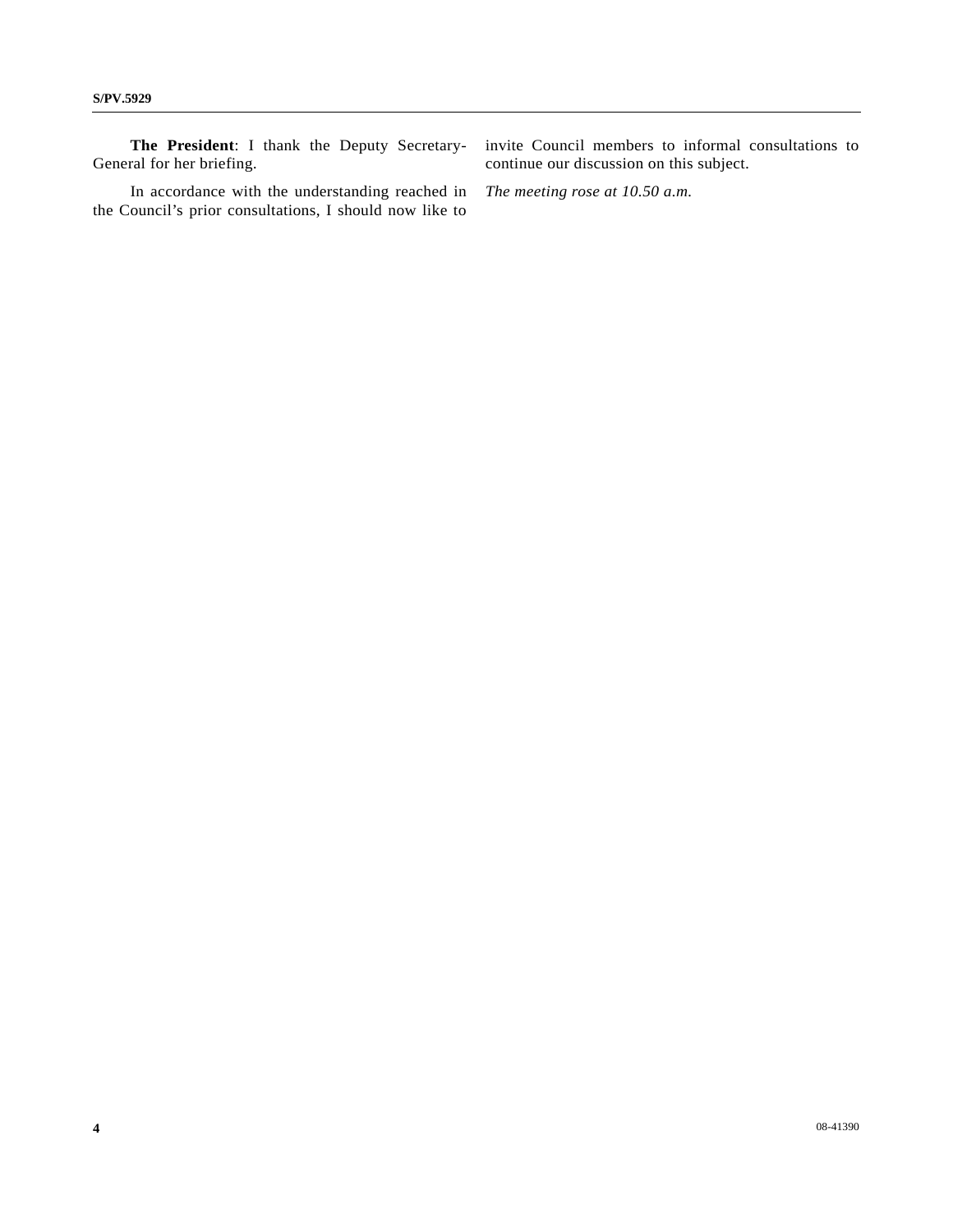**The President**: I thank the Deputy Secretary-General for her briefing.

In accordance with the understanding reached in the Council's prior consultations, I should now like to invite Council members to informal consultations to continue our discussion on this subject.

*The meeting rose at 10.50 a.m.*